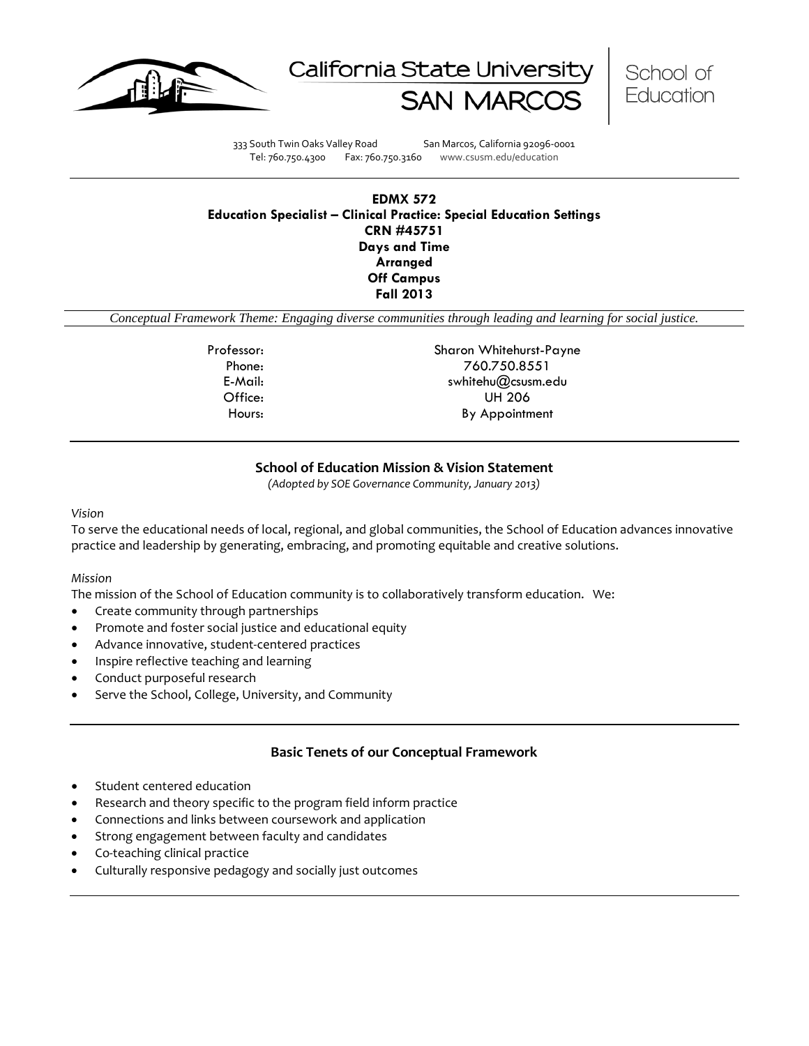California State University SAN MARCOS | School of Education

333 South Twin Oaks Valley Road San Marcos, California 92096-0001
Tel: 760.750.4300 Fax: 760.750.3160 www.csusm.edu/education

**EDMX 572**
**Education Specialist – Clinical Practice: Special Education Settings**
**CRN #45751**
**Days and Time**
**Arranged**
**Off Campus**
**Fall 2013**

*Conceptual Framework Theme: Engaging diverse communities through leading and learning for social justice.*

| | |
|---|---|
| Professor: | Sharon Whitehurst-Payne |
| Phone: | 760.750.8551 |
| E-Mail: | swhitehu@csusm.edu |
| Office: | UH 206 |
| Hours: | By Appointment |

## School of Education Mission & Vision Statement

*(Adopted by SOE Governance Community, January 2013)*

*Vision*

To serve the educational needs of local, regional, and global communities, the School of Education advances innovative practice and leadership by generating, embracing, and promoting equitable and creative solutions.

*Mission*

The mission of the School of Education community is to collaboratively transform education. We:

- Create community through partnerships
- Promote and foster social justice and educational equity
- Advance innovative, student-centered practices
- Inspire reflective teaching and learning
- Conduct purposeful research
- Serve the School, College, University, and Community

## Basic Tenets of our Conceptual Framework

- Student centered education
- Research and theory specific to the program field inform practice
- Connections and links between coursework and application
- Strong engagement between faculty and candidates
- Co-teaching clinical practice
- Culturally responsive pedagogy and socially just outcomes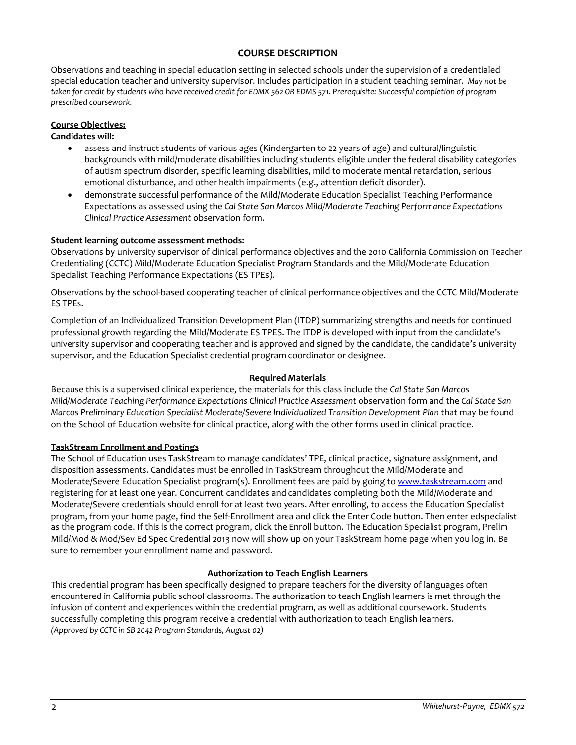## COURSE DESCRIPTION

Observations and teaching in special education setting in selected schools under the supervision of a credentialed special education teacher and university supervisor. Includes participation in a student teaching seminar. *May not be taken for credit by students who have received credit for EDMX 562 OR EDMS 571. Prerequisite: Successful completion of program prescribed coursework.*

**Course Objectives:**

**Candidates will:**

- assess and instruct students of various ages (Kindergarten to 22 years of age) and cultural/linguistic backgrounds with mild/moderate disabilities including students eligible under the federal disability categories of autism spectrum disorder, specific learning disabilities, mild to moderate mental retardation, serious emotional disturbance, and other health impairments (e.g., attention deficit disorder).
- demonstrate successful performance of the Mild/Moderate Education Specialist Teaching Performance Expectations as assessed using the *Cal State San Marcos Mild/Moderate Teaching Performance Expectations Clinical Practice Assessment* observation form.

**Student learning outcome assessment methods:**

Observations by university supervisor of clinical performance objectives and the 2010 California Commission on Teacher Credentialing (CCTC) Mild/Moderate Education Specialist Program Standards and the Mild/Moderate Education Specialist Teaching Performance Expectations (ES TPEs).

Observations by the school-based cooperating teacher of clinical performance objectives and the CCTC Mild/Moderate ES TPEs.

Completion of an Individualized Transition Development Plan (ITDP) summarizing strengths and needs for continued professional growth regarding the Mild/Moderate ES TPES. The ITDP is developed with input from the candidate's university supervisor and cooperating teacher and is approved and signed by the candidate, the candidate's university supervisor, and the Education Specialist credential program coordinator or designee.

### Required Materials

Because this is a supervised clinical experience, the materials for this class include the *Cal State San Marcos Mild/Moderate Teaching Performance Expectations Clinical Practice Assessment* observation form and the *Cal State San Marcos Preliminary Education Specialist Moderate/Severe Individualized Transition Development Plan* that may be found on the School of Education website for clinical practice, along with the other forms used in clinical practice.

**TaskStream Enrollment and Postings**

The School of Education uses TaskStream to manage candidates' TPE, clinical practice, signature assignment, and disposition assessments. Candidates must be enrolled in TaskStream throughout the Mild/Moderate and Moderate/Severe Education Specialist program(s). Enrollment fees are paid by going to www.taskstream.com and registering for at least one year. Concurrent candidates and candidates completing both the Mild/Moderate and Moderate/Severe credentials should enroll for at least two years. After enrolling, to access the Education Specialist program, from your home page, find the Self-Enrollment area and click the Enter Code button. Then enter edspecialist as the program code. If this is the correct program, click the Enroll button. The Education Specialist program, Prelim Mild/Mod & Mod/Sev Ed Spec Credential 2013 now will show up on your TaskStream home page when you log in. Be sure to remember your enrollment name and password.

### Authorization to Teach English Learners

This credential program has been specifically designed to prepare teachers for the diversity of languages often encountered in California public school classrooms. The authorization to teach English learners is met through the infusion of content and experiences within the credential program, as well as additional coursework. Students successfully completing this program receive a credential with authorization to teach English learners.
*(Approved by CCTC in SB 2042 Program Standards, August 02)*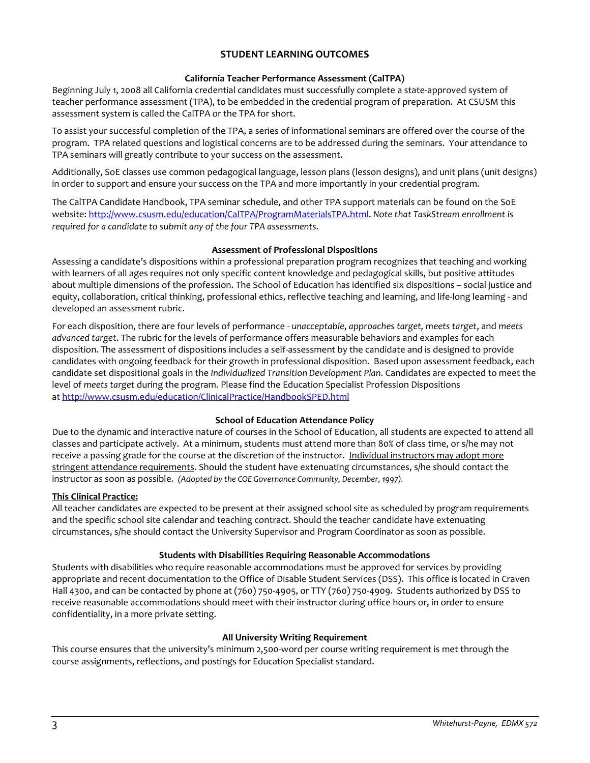## STUDENT LEARNING OUTCOMES

### California Teacher Performance Assessment (CalTPA)

Beginning July 1, 2008 all California credential candidates must successfully complete a state-approved system of teacher performance assessment (TPA), to be embedded in the credential program of preparation. At CSUSM this assessment system is called the CalTPA or the TPA for short.

To assist your successful completion of the TPA, a series of informational seminars are offered over the course of the program. TPA related questions and logistical concerns are to be addressed during the seminars. Your attendance to TPA seminars will greatly contribute to your success on the assessment.

Additionally, SoE classes use common pedagogical language, lesson plans (lesson designs), and unit plans (unit designs) in order to support and ensure your success on the TPA and more importantly in your credential program.

The CalTPA Candidate Handbook, TPA seminar schedule, and other TPA support materials can be found on the SoE website: http://www.csusm.edu/education/CalTPA/ProgramMaterialsTPA.html. *Note that TaskStream enrollment is required for a candidate to submit any of the four TPA assessments.*

### Assessment of Professional Dispositions

Assessing a candidate's dispositions within a professional preparation program recognizes that teaching and working with learners of all ages requires not only specific content knowledge and pedagogical skills, but positive attitudes about multiple dimensions of the profession. The School of Education has identified six dispositions – social justice and equity, collaboration, critical thinking, professional ethics, reflective teaching and learning, and life-long learning - and developed an assessment rubric.

For each disposition, there are four levels of performance - *unacceptable*, *approaches target, meets target*, and *meets advanced target*. The rubric for the levels of performance offers measurable behaviors and examples for each disposition. The assessment of dispositions includes a self-assessment by the candidate and is designed to provide candidates with ongoing feedback for their growth in professional disposition. Based upon assessment feedback, each candidate set dispositional goals in the *Individualized Transition Development Plan*. Candidates are expected to meet the level of *meets target* during the program. Please find the Education Specialist Profession Dispositions at http://www.csusm.edu/education/ClinicalPractice/HandbookSPED.html

### School of Education Attendance Policy

Due to the dynamic and interactive nature of courses in the School of Education, all students are expected to attend all classes and participate actively. At a minimum, students must attend more than 80% of class time, or s/he may not receive a passing grade for the course at the discretion of the instructor. Individual instructors may adopt more stringent attendance requirements. Should the student have extenuating circumstances, s/he should contact the instructor as soon as possible. *(Adopted by the COE Governance Community, December, 1997).*

**This Clinical Practice:**

All teacher candidates are expected to be present at their assigned school site as scheduled by program requirements and the specific school site calendar and teaching contract. Should the teacher candidate have extenuating circumstances, s/he should contact the University Supervisor and Program Coordinator as soon as possible.

### Students with Disabilities Requiring Reasonable Accommodations

Students with disabilities who require reasonable accommodations must be approved for services by providing appropriate and recent documentation to the Office of Disable Student Services (DSS). This office is located in Craven Hall 4300, and can be contacted by phone at (760) 750-4905, or TTY (760) 750-4909. Students authorized by DSS to receive reasonable accommodations should meet with their instructor during office hours or, in order to ensure confidentiality, in a more private setting.

### All University Writing Requirement

This course ensures that the university's minimum 2,500-word per course writing requirement is met through the course assignments, reflections, and postings for Education Specialist standard.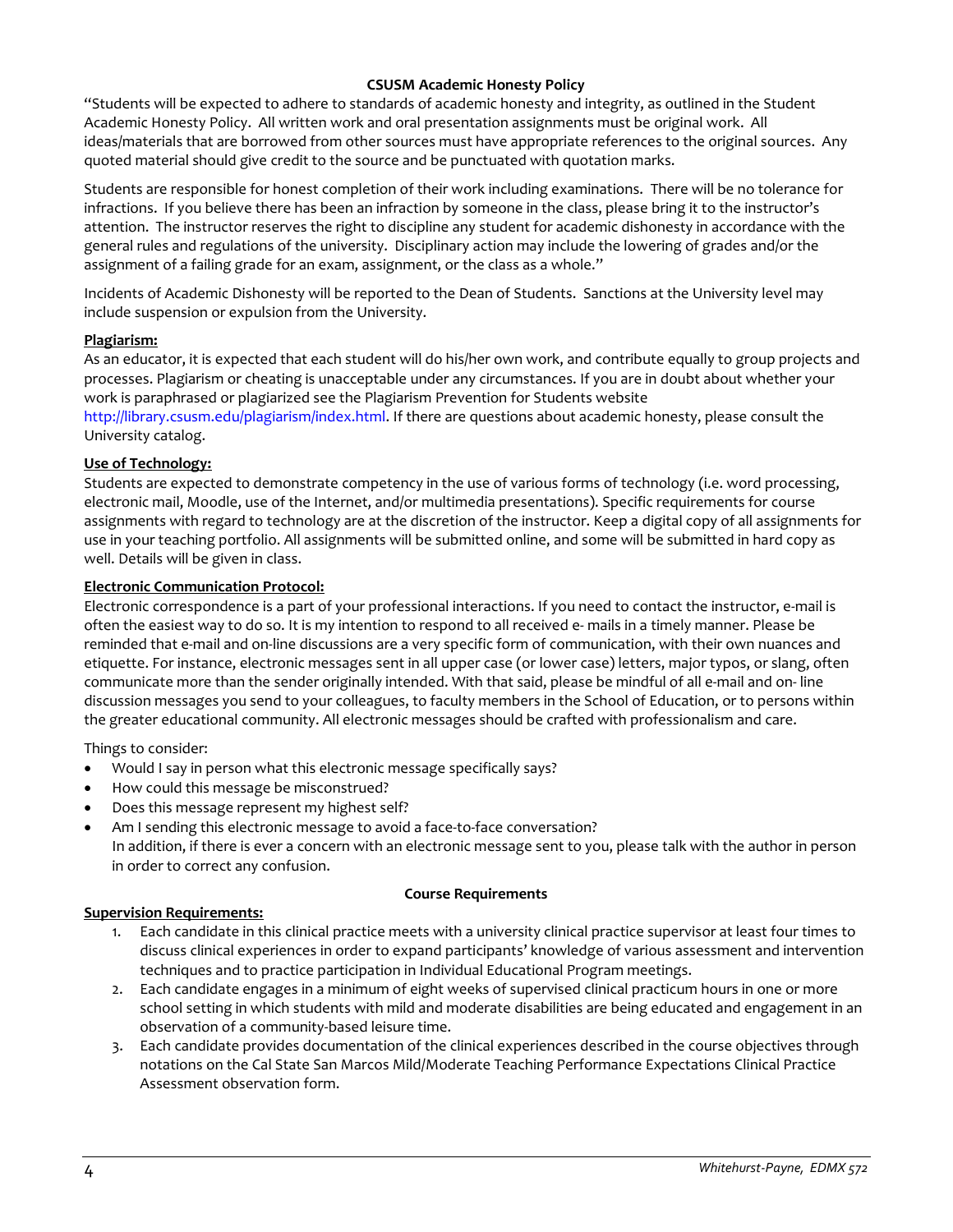### CSUSM Academic Honesty Policy

"Students will be expected to adhere to standards of academic honesty and integrity, as outlined in the Student Academic Honesty Policy. All written work and oral presentation assignments must be original work. All ideas/materials that are borrowed from other sources must have appropriate references to the original sources. Any quoted material should give credit to the source and be punctuated with quotation marks.

Students are responsible for honest completion of their work including examinations. There will be no tolerance for infractions. If you believe there has been an infraction by someone in the class, please bring it to the instructor's attention. The instructor reserves the right to discipline any student for academic dishonesty in accordance with the general rules and regulations of the university. Disciplinary action may include the lowering of grades and/or the assignment of a failing grade for an exam, assignment, or the class as a whole."

Incidents of Academic Dishonesty will be reported to the Dean of Students. Sanctions at the University level may include suspension or expulsion from the University.

**Plagiarism:**

As an educator, it is expected that each student will do his/her own work, and contribute equally to group projects and processes. Plagiarism or cheating is unacceptable under any circumstances. If you are in doubt about whether your work is paraphrased or plagiarized see the Plagiarism Prevention for Students website http://library.csusm.edu/plagiarism/index.html. If there are questions about academic honesty, please consult the University catalog.

**Use of Technology:**

Students are expected to demonstrate competency in the use of various forms of technology (i.e. word processing, electronic mail, Moodle, use of the Internet, and/or multimedia presentations). Specific requirements for course assignments with regard to technology are at the discretion of the instructor. Keep a digital copy of all assignments for use in your teaching portfolio. All assignments will be submitted online, and some will be submitted in hard copy as well. Details will be given in class.

**Electronic Communication Protocol:**

Electronic correspondence is a part of your professional interactions. If you need to contact the instructor, e-mail is often the easiest way to do so. It is my intention to respond to all received e- mails in a timely manner. Please be reminded that e-mail and on-line discussions are a very specific form of communication, with their own nuances and etiquette. For instance, electronic messages sent in all upper case (or lower case) letters, major typos, or slang, often communicate more than the sender originally intended. With that said, please be mindful of all e-mail and on- line discussion messages you send to your colleagues, to faculty members in the School of Education, or to persons within the greater educational community. All electronic messages should be crafted with professionalism and care.

Things to consider:

- Would I say in person what this electronic message specifically says?
- How could this message be misconstrued?
- Does this message represent my highest self?
- Am I sending this electronic message to avoid a face-to-face conversation?
  In addition, if there is ever a concern with an electronic message sent to you, please talk with the author in person in order to correct any confusion.

### Course Requirements

**Supervision Requirements:**

1. Each candidate in this clinical practice meets with a university clinical practice supervisor at least four times to discuss clinical experiences in order to expand participants' knowledge of various assessment and intervention techniques and to practice participation in Individual Educational Program meetings.
2. Each candidate engages in a minimum of eight weeks of supervised clinical practicum hours in one or more school setting in which students with mild and moderate disabilities are being educated and engagement in an observation of a community-based leisure time.
3. Each candidate provides documentation of the clinical experiences described in the course objectives through notations on the Cal State San Marcos Mild/Moderate Teaching Performance Expectations Clinical Practice Assessment observation form.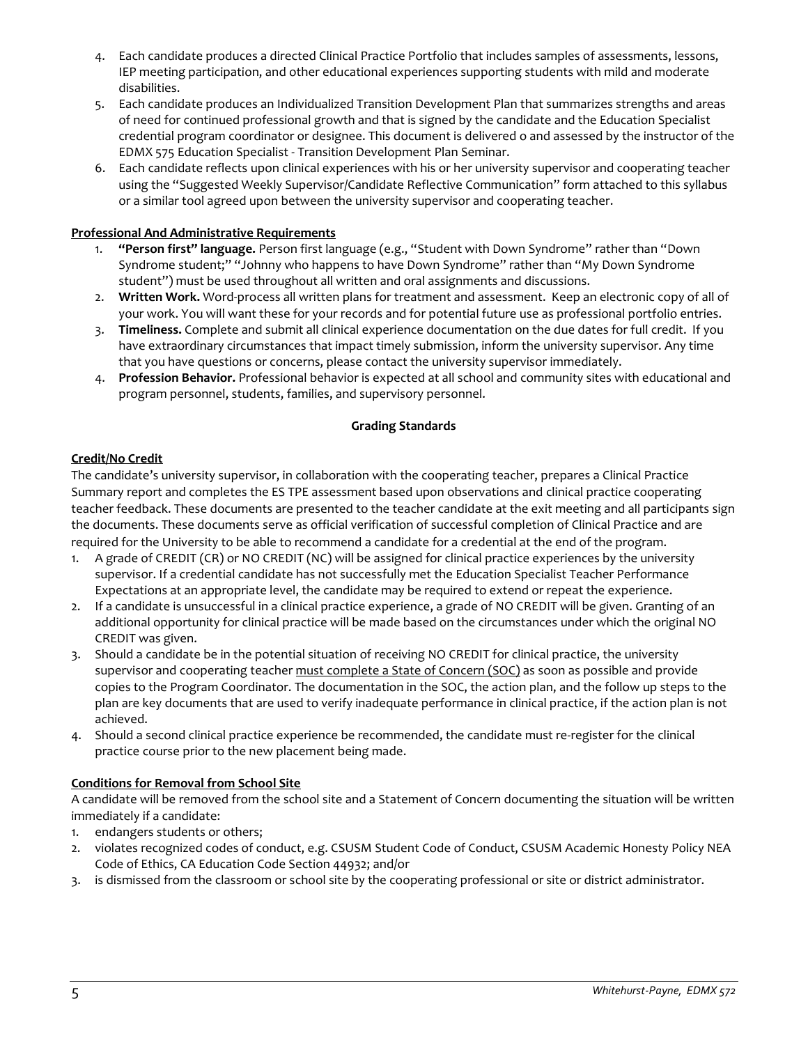4. Each candidate produces a directed Clinical Practice Portfolio that includes samples of assessments, lessons, IEP meeting participation, and other educational experiences supporting students with mild and moderate disabilities.
5. Each candidate produces an Individualized Transition Development Plan that summarizes strengths and areas of need for continued professional growth and that is signed by the candidate and the Education Specialist credential program coordinator or designee. This document is delivered o and assessed by the instructor of the EDMX 575 Education Specialist - Transition Development Plan Seminar.
6. Each candidate reflects upon clinical experiences with his or her university supervisor and cooperating teacher using the "Suggested Weekly Supervisor/Candidate Reflective Communication" form attached to this syllabus or a similar tool agreed upon between the university supervisor and cooperating teacher.

**Professional And Administrative Requirements**

1. **"Person first" language.** Person first language (e.g., "Student with Down Syndrome" rather than "Down Syndrome student;" "Johnny who happens to have Down Syndrome" rather than "My Down Syndrome student") must be used throughout all written and oral assignments and discussions.
2. **Written Work.** Word-process all written plans for treatment and assessment. Keep an electronic copy of all of your work. You will want these for your records and for potential future use as professional portfolio entries.
3. **Timeliness.** Complete and submit all clinical experience documentation on the due dates for full credit. If you have extraordinary circumstances that impact timely submission, inform the university supervisor. Any time that you have questions or concerns, please contact the university supervisor immediately.
4. **Profession Behavior.** Professional behavior is expected at all school and community sites with educational and program personnel, students, families, and supervisory personnel.

## Grading Standards

**Credit/No Credit**

The candidate's university supervisor, in collaboration with the cooperating teacher, prepares a Clinical Practice Summary report and completes the ES TPE assessment based upon observations and clinical practice cooperating teacher feedback. These documents are presented to the teacher candidate at the exit meeting and all participants sign the documents. These documents serve as official verification of successful completion of Clinical Practice and are required for the University to be able to recommend a candidate for a credential at the end of the program.

1. A grade of CREDIT (CR) or NO CREDIT (NC) will be assigned for clinical practice experiences by the university supervisor. If a credential candidate has not successfully met the Education Specialist Teacher Performance Expectations at an appropriate level, the candidate may be required to extend or repeat the experience.
2. If a candidate is unsuccessful in a clinical practice experience, a grade of NO CREDIT will be given. Granting of an additional opportunity for clinical practice will be made based on the circumstances under which the original NO CREDIT was given.
3. Should a candidate be in the potential situation of receiving NO CREDIT for clinical practice, the university supervisor and cooperating teacher must complete a State of Concern (SOC) as soon as possible and provide copies to the Program Coordinator. The documentation in the SOC, the action plan, and the follow up steps to the plan are key documents that are used to verify inadequate performance in clinical practice, if the action plan is not achieved.
4. Should a second clinical practice experience be recommended, the candidate must re-register for the clinical practice course prior to the new placement being made.

**Conditions for Removal from School Site**

A candidate will be removed from the school site and a Statement of Concern documenting the situation will be written immediately if a candidate:

1. endangers students or others;
2. violates recognized codes of conduct, e.g. CSUSM Student Code of Conduct, CSUSM Academic Honesty Policy NEA Code of Ethics, CA Education Code Section 44932; and/or
3. is dismissed from the classroom or school site by the cooperating professional or site or district administrator.